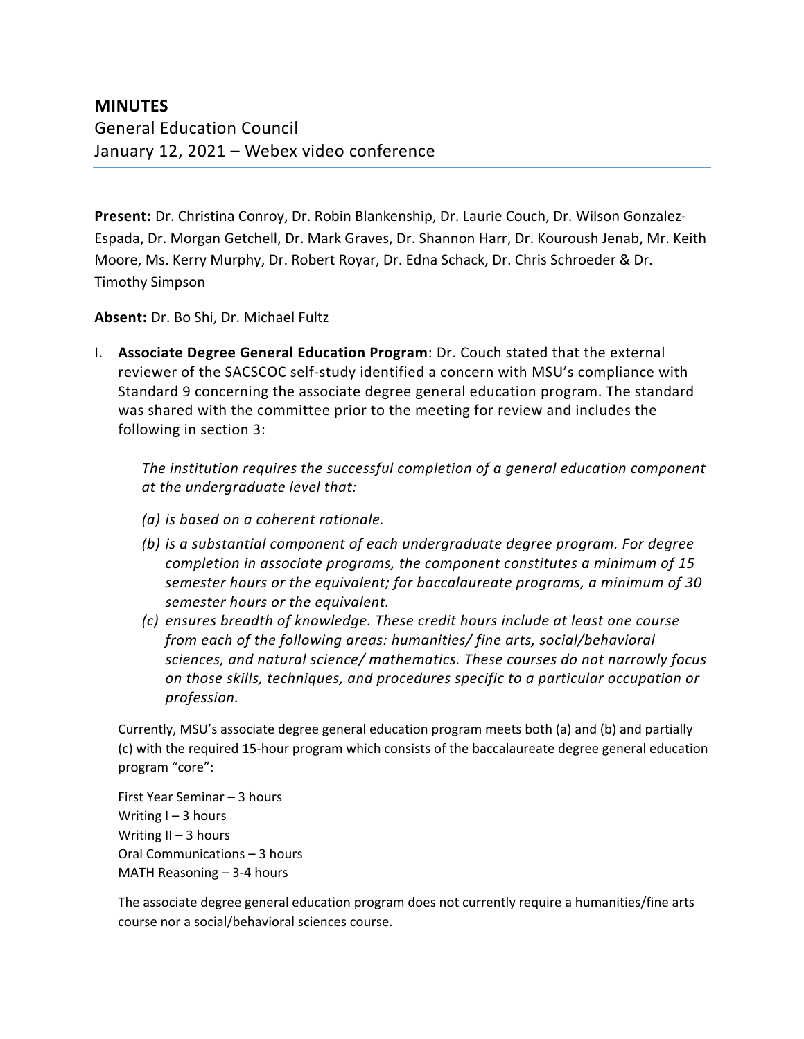## MINUTES

General Education Council
January 12, 2021 – Webex video conference

**Present:** Dr. Christina Conroy, Dr. Robin Blankenship, Dr. Laurie Couch, Dr. Wilson Gonzalez-Espada, Dr. Morgan Getchell, Dr. Mark Graves, Dr. Shannon Harr, Dr. Kouroush Jenab, Mr. Keith Moore, Ms. Kerry Murphy, Dr. Robert Royar, Dr. Edna Schack, Dr. Chris Schroeder & Dr. Timothy Simpson

**Absent:** Dr. Bo Shi, Dr. Michael Fultz

I. **Associate Degree General Education Program**: Dr. Couch stated that the external reviewer of the SACSCOC self-study identified a concern with MSU's compliance with Standard 9 concerning the associate degree general education program. The standard was shared with the committee prior to the meeting for review and includes the following in section 3:

   *The institution requires the successful completion of a general education component at the undergraduate level that:*

   - *(a) is based on a coherent rationale.*
   - *(b) is a substantial component of each undergraduate degree program. For degree completion in associate programs, the component constitutes a minimum of 15 semester hours or the equivalent; for baccalaureate programs, a minimum of 30 semester hours or the equivalent.*
   - *(c) ensures breadth of knowledge. These credit hours include at least one course from each of the following areas: humanities/ fine arts, social/behavioral sciences, and natural science/ mathematics. These courses do not narrowly focus on those skills, techniques, and procedures specific to a particular occupation or profession.*

   Currently, MSU's associate degree general education program meets both (a) and (b) and partially (c) with the required 15-hour program which consists of the baccalaureate degree general education program "core":

   First Year Seminar – 3 hours
   Writing I – 3 hours
   Writing II – 3 hours
   Oral Communications – 3 hours
   MATH Reasoning – 3-4 hours

   The associate degree general education program does not currently require a humanities/fine arts course nor a social/behavioral sciences course.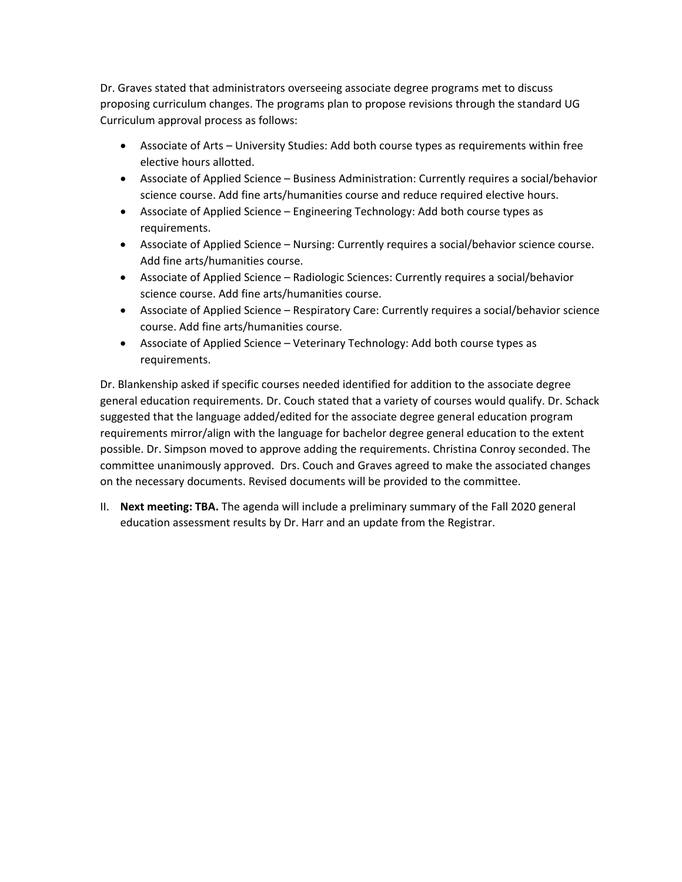Dr. Graves stated that administrators overseeing associate degree programs met to discuss proposing curriculum changes. The programs plan to propose revisions through the standard UG Curriculum approval process as follows:

- Associate of Arts – University Studies: Add both course types as requirements within free elective hours allotted.
- Associate of Applied Science – Business Administration: Currently requires a social/behavior science course. Add fine arts/humanities course and reduce required elective hours.
- Associate of Applied Science – Engineering Technology: Add both course types as requirements.
- Associate of Applied Science – Nursing: Currently requires a social/behavior science course. Add fine arts/humanities course.
- Associate of Applied Science – Radiologic Sciences: Currently requires a social/behavior science course. Add fine arts/humanities course.
- Associate of Applied Science – Respiratory Care: Currently requires a social/behavior science course. Add fine arts/humanities course.
- Associate of Applied Science – Veterinary Technology: Add both course types as requirements.

Dr. Blankenship asked if specific courses needed identified for addition to the associate degree general education requirements. Dr. Couch stated that a variety of courses would qualify. Dr. Schack suggested that the language added/edited for the associate degree general education program requirements mirror/align with the language for bachelor degree general education to the extent possible. Dr. Simpson moved to approve adding the requirements. Christina Conroy seconded. The committee unanimously approved. Drs. Couch and Graves agreed to make the associated changes on the necessary documents. Revised documents will be provided to the committee.

II. **Next meeting: TBA.** The agenda will include a preliminary summary of the Fall 2020 general education assessment results by Dr. Harr and an update from the Registrar.